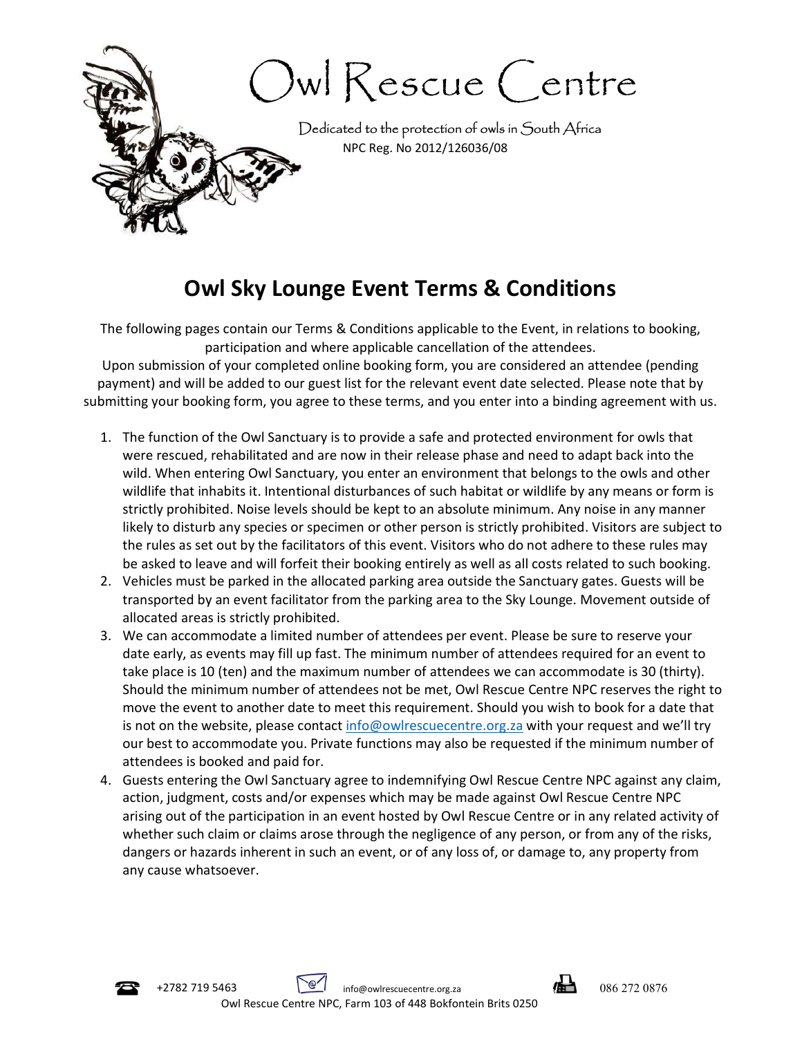# Owl Rescue Centre

Dedicated to the protection of owls in South Africa
NPC Reg. No 2012/126036/08

## Owl Sky Lounge Event Terms & Conditions

The following pages contain our Terms & Conditions applicable to the Event, in relations to booking, participation and where applicable cancellation of the attendees.
Upon submission of your completed online booking form, you are considered an attendee (pending payment) and will be added to our guest list for the relevant event date selected. Please note that by submitting your booking form, you agree to these terms, and you enter into a binding agreement with us.

1. The function of the Owl Sanctuary is to provide a safe and protected environment for owls that were rescued, rehabilitated and are now in their release phase and need to adapt back into the wild. When entering Owl Sanctuary, you enter an environment that belongs to the owls and other wildlife that inhabits it. Intentional disturbances of such habitat or wildlife by any means or form is strictly prohibited. Noise levels should be kept to an absolute minimum. Any noise in any manner likely to disturb any species or specimen or other person is strictly prohibited. Visitors are subject to the rules as set out by the facilitators of this event. Visitors who do not adhere to these rules may be asked to leave and will forfeit their booking entirely as well as all costs related to such booking.
2. Vehicles must be parked in the allocated parking area outside the Sanctuary gates. Guests will be transported by an event facilitator from the parking area to the Sky Lounge. Movement outside of allocated areas is strictly prohibited.
3. We can accommodate a limited number of attendees per event. Please be sure to reserve your date early, as events may fill up fast. The minimum number of attendees required for an event to take place is 10 (ten) and the maximum number of attendees we can accommodate is 30 (thirty). Should the minimum number of attendees not be met, Owl Rescue Centre NPC reserves the right to move the event to another date to meet this requirement. Should you wish to book for a date that is not on the website, please contact info@owlrescuecentre.org.za with your request and we'll try our best to accommodate you. Private functions may also be requested if the minimum number of attendees is booked and paid for.
4. Guests entering the Owl Sanctuary agree to indemnifying Owl Rescue Centre NPC against any claim, action, judgment, costs and/or expenses which may be made against Owl Rescue Centre NPC arising out of the participation in an event hosted by Owl Rescue Centre or in any related activity of whether such claim or claims arose through the negligence of any person, or from any of the risks, dangers or hazards inherent in such an event, or of any loss of, or damage to, any property from any cause whatsoever.

+2782 719 5463 info@owlrescuecentre.org.za 086 272 0876
Owl Rescue Centre NPC, Farm 103 of 448 Bokfontein Brits 0250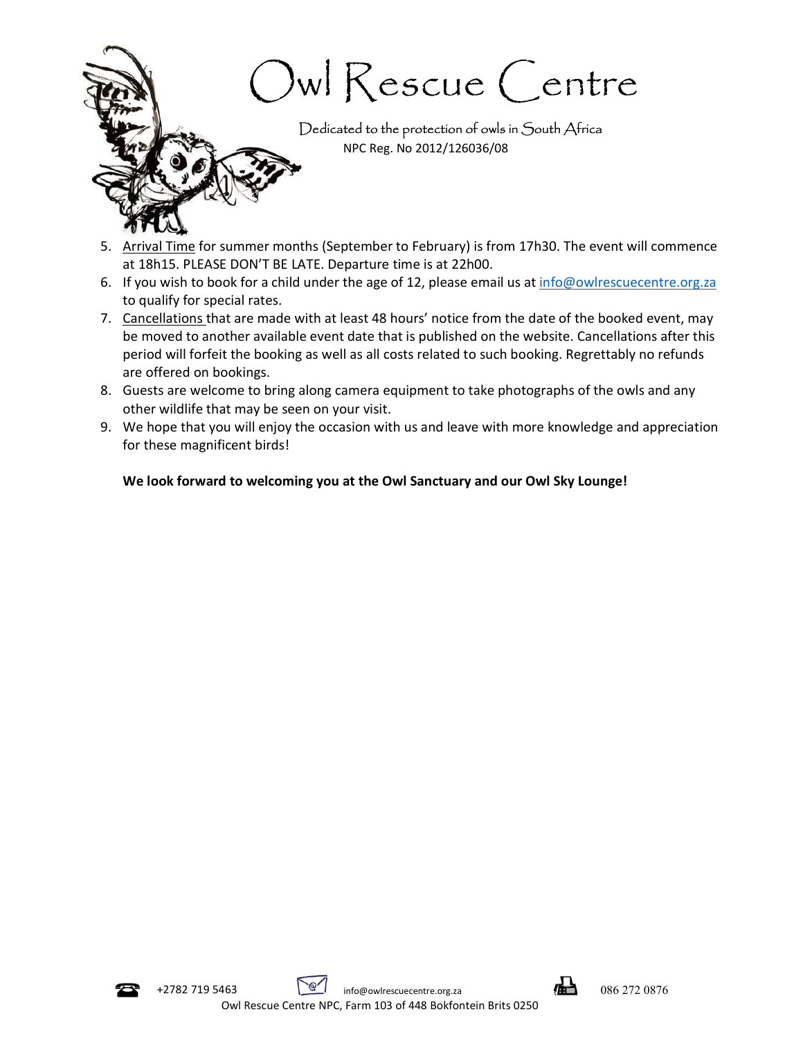# Owl Rescue Centre

Dedicated to the protection of owls in South Africa
NPC Reg. No 2012/126036/08

5. Arrival Time for summer months (September to February) is from 17h30. The event will commence at 18h15. PLEASE DON'T BE LATE. Departure time is at 22h00.
6. If you wish to book for a child under the age of 12, please email us at info@owlrescuecentre.org.za to qualify for special rates.
7. Cancellations that are made with at least 48 hours' notice from the date of the booked event, may be moved to another available event date that is published on the website. Cancellations after this period will forfeit the booking as well as all costs related to such booking. Regrettably no refunds are offered on bookings.
8. Guests are welcome to bring along camera equipment to take photographs of the owls and any other wildlife that may be seen on your visit.
9. We hope that you will enjoy the occasion with us and leave with more knowledge and appreciation for these magnificent birds!

**We look forward to welcoming you at the Owl Sanctuary and our Owl Sky Lounge!**

+2782 719 5463 info@owlrescuecentre.org.za 086 272 0876
Owl Rescue Centre NPC, Farm 103 of 448 Bokfontein Brits 0250